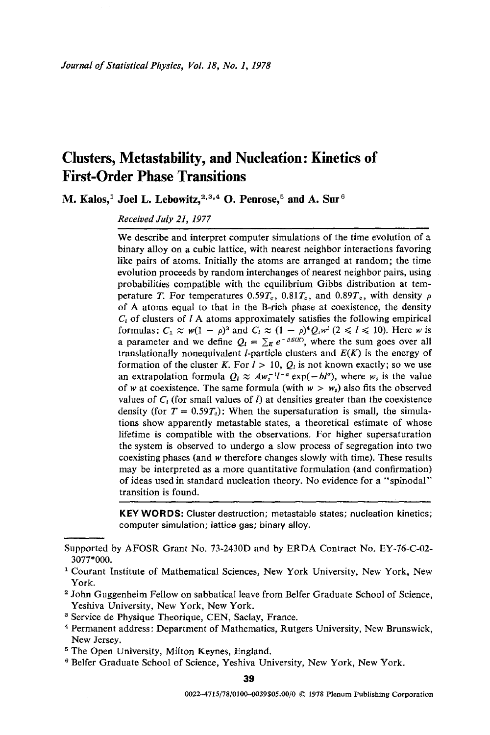*Journal of Statistical Physics, Vol. 18, No. 1, 1978*

# Clusters, Metastability, and Nucleation: Kinetics of First-Order Phase Transitions

**M. Kalos,[1] Joel L. Lebowitz,[2,3,4] O. Penrose,[5] and A. Sur[6]**

*Received July 21, 1977*

We describe and interpret computer simulations of the time evolution of a binary alloy on a cubic lattice, with nearest neighbor interactions favoring like pairs of atoms. Initially the atoms are arranged at random; the time evolution proceeds by random interchanges of nearest neighbor pairs, using probabilities compatible with the equilibrium Gibbs distribution at temperature $T$. For temperatures $0.59T_c$, $0.81T_c$, and $0.89T_c$, with density $\rho$ of A atoms equal to that in the B-rich phase at coexistence, the density $C_l$ of clusters of $l$ A atoms approximately satisfies the following empirical formulas: $C_1 \approx w(1-\rho)^3$ and $C_l \approx (1-\rho)^4 Q_l w^l$ $(2 \leqslant l \leqslant 10)$. Here $w$ is a parameter and we define $Q_l = \sum_K e^{-\beta E(K)}$, where the sum goes over all translationally nonequivalent $l$-particle clusters and $E(K)$ is the energy of formation of the cluster $K$. For $l > 10$, $Q_l$ is not known exactly; so we use an extrapolation formula $Q_l \approx A w_s^{-l} l^{-\alpha} \exp(-b l^{\sigma})$, where $w_s$ is the value of $w$ at coexistence. The same formula (with $w > w_s$) also fits the observed values of $C_l$ (for small values of $l$) at densities greater than the coexistence density (for $T = 0.59T_c$): When the supersaturation is small, the simulations show apparently metastable states, a theoretical estimate of whose lifetime is compatible with the observations. For higher supersaturation the system is observed to undergo a slow process of segregation into two coexisting phases (and $w$ therefore changes slowly with time). These results may be interpreted as a more quantitative formulation (and confirmation) of ideas used in standard nucleation theory. No evidence for a "spinodal" transition is found.

**KEY WORDS:** Cluster destruction; metastable states; nucleation kinetics; computer simulation; lattice gas; binary alloy.

---

Supported by AFOSR Grant No. 73-2430D and by ERDA Contract No. EY-76-C-02-3077*000.

[1] Courant Institute of Mathematical Sciences, New York University, New York, New York.

[2] John Guggenheim Fellow on sabbatical leave from Belfer Graduate School of Science, Yeshiva University, New York, New York.

[3] Service de Physique Theorique, CEN, Saclay, France.

[4] Permanent address: Department of Mathematics, Rutgers University, New Brunswick, New Jersey.

[5] The Open University, Milton Keynes, England.

[6] Belfer Graduate School of Science, Yeshiva University, New York, New York.

0022-4715/78/0100-0039$05.00/0 © 1978 Plenum Publishing Corporation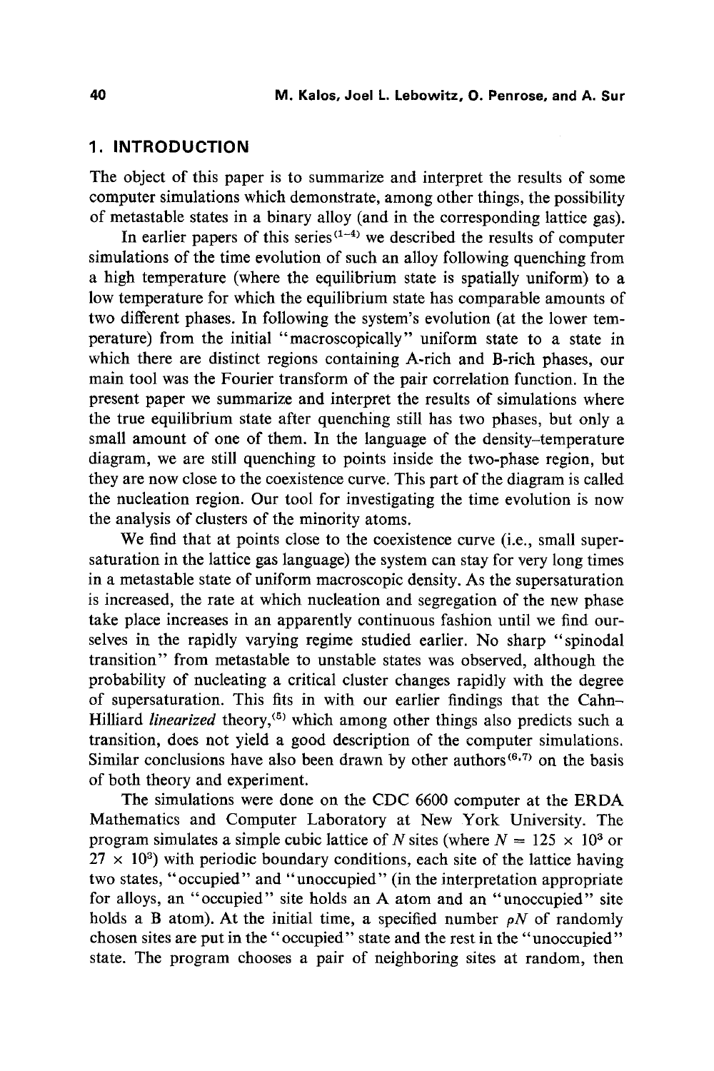## 1. INTRODUCTION

The object of this paper is to summarize and interpret the results of some computer simulations which demonstrate, among other things, the possibility of metastable states in a binary alloy (and in the corresponding lattice gas).

In earlier papers of this series[1-4] we described the results of computer simulations of the time evolution of such an alloy following quenching from a high temperature (where the equilibrium state is spatially uniform) to a low temperature for which the equilibrium state has comparable amounts of two different phases. In following the system's evolution (at the lower temperature) from the initial "macroscopically" uniform state to a state in which there are distinct regions containing A-rich and B-rich phases, our main tool was the Fourier transform of the pair correlation function. In the present paper we summarize and interpret the results of simulations where the true equilibrium state after quenching still has two phases, but only a small amount of one of them. In the language of the density–temperature diagram, we are still quenching to points inside the two-phase region, but they are now close to the coexistence curve. This part of the diagram is called the nucleation region. Our tool for investigating the time evolution is now the analysis of clusters of the minority atoms.

We find that at points close to the coexistence curve (i.e., small supersaturation in the lattice gas language) the system can stay for very long times in a metastable state of uniform macroscopic density. As the supersaturation is increased, the rate at which nucleation and segregation of the new phase take place increases in an apparently continuous fashion until we find ourselves in the rapidly varying regime studied earlier. No sharp "spinodal transition" from metastable to unstable states was observed, although the probability of nucleating a critical cluster changes rapidly with the degree of supersaturation. This fits in with our earlier findings that the Cahn–Hilliard *linearized* theory,[5] which among other things also predicts such a transition, does not yield a good description of the computer simulations. Similar conclusions have also been drawn by other authors[6,7] on the basis of both theory and experiment.

The simulations were done on the CDC 6600 computer at the ERDA Mathematics and Computer Laboratory at New York University. The program simulates a simple cubic lattice of $N$ sites (where $N = 125 \times 10^3$ or $27 \times 10^3$) with periodic boundary conditions, each site of the lattice having two states, "occupied" and "unoccupied" (in the interpretation appropriate for alloys, an "occupied" site holds an A atom and an "unoccupied" site holds a B atom). At the initial time, a specified number $\rho N$ of randomly chosen sites are put in the "occupied" state and the rest in the "unoccupied" state. The program chooses a pair of neighboring sites at random, then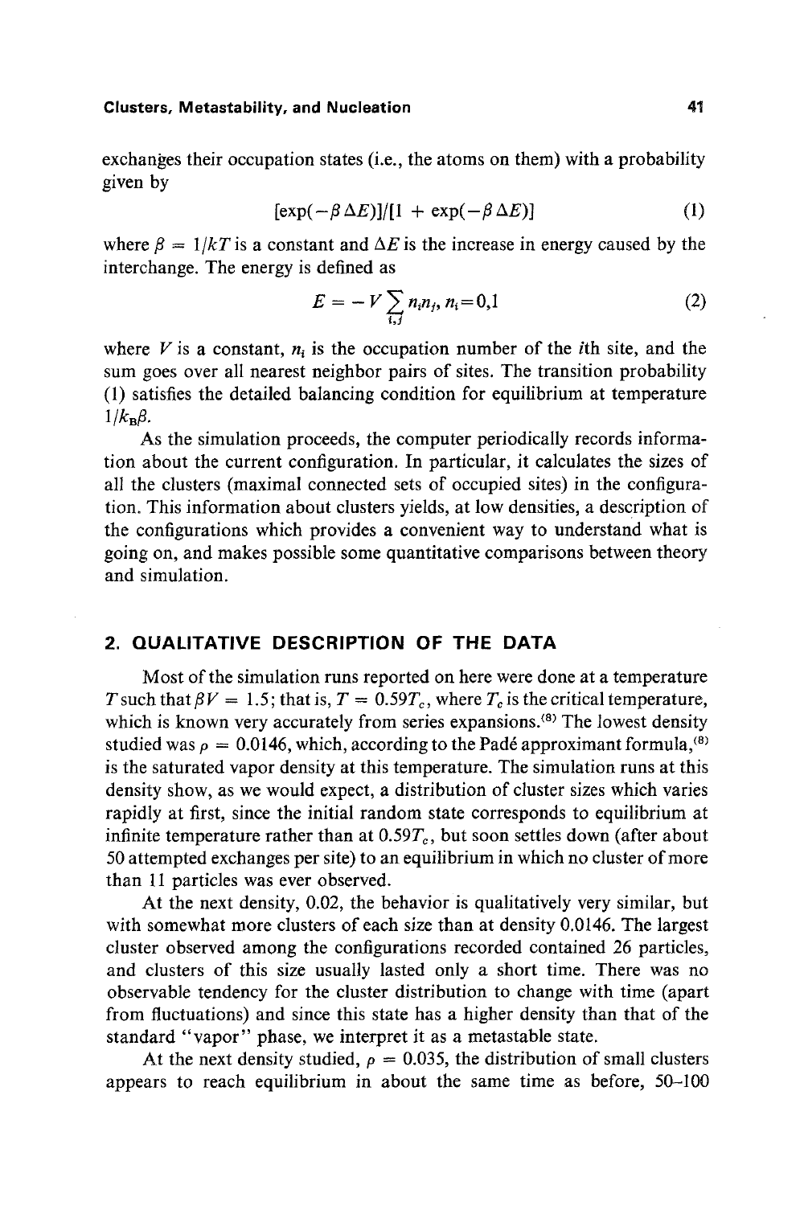exchanges their occupation states (i.e., the atoms on them) with a probability given by

$$[\exp(-\beta \Delta E)]/[1 + \exp(-\beta \Delta E)] \tag{1}$$

where $\beta = 1/kT$ is a constant and $\Delta E$ is the increase in energy caused by the interchange. The energy is defined as

$$E = -V \sum_{i,j} n_i n_j, \quad n_i = 0,1 \tag{2}$$

where $V$ is a constant, $n_i$ is the occupation number of the $i$th site, and the sum goes over all nearest neighbor pairs of sites. The transition probability (1) satisfies the detailed balancing condition for equilibrium at temperature $1/k_B\beta$.

As the simulation proceeds, the computer periodically records information about the current configuration. In particular, it calculates the sizes of all the clusters (maximal connected sets of occupied sites) in the configuration. This information about clusters yields, at low densities, a description of the configurations which provides a convenient way to understand what is going on, and makes possible some quantitative comparisons between theory and simulation.

## 2. QUALITATIVE DESCRIPTION OF THE DATA

Most of the simulation runs reported on here were done at a temperature $T$ such that $\beta V = 1.5$; that is, $T = 0.59T_c$, where $T_c$ is the critical temperature, which is known very accurately from series expansions.[8] The lowest density studied was $\rho = 0.0146$, which, according to the Padé approximant formula,[8] is the saturated vapor density at this temperature. The simulation runs at this density show, as we would expect, a distribution of cluster sizes which varies rapidly at first, since the initial random state corresponds to equilibrium at infinite temperature rather than at $0.59T_c$, but soon settles down (after about 50 attempted exchanges per site) to an equilibrium in which no cluster of more than 11 particles was ever observed.

At the next density, 0.02, the behavior is qualitatively very similar, but with somewhat more clusters of each size than at density 0.0146. The largest cluster observed among the configurations recorded contained 26 particles, and clusters of this size usually lasted only a short time. There was no observable tendency for the cluster distribution to change with time (apart from fluctuations) and since this state has a higher density than that of the standard "vapor" phase, we interpret it as a metastable state.

At the next density studied, $\rho = 0.035$, the distribution of small clusters appears to reach equilibrium in about the same time as before, 50–100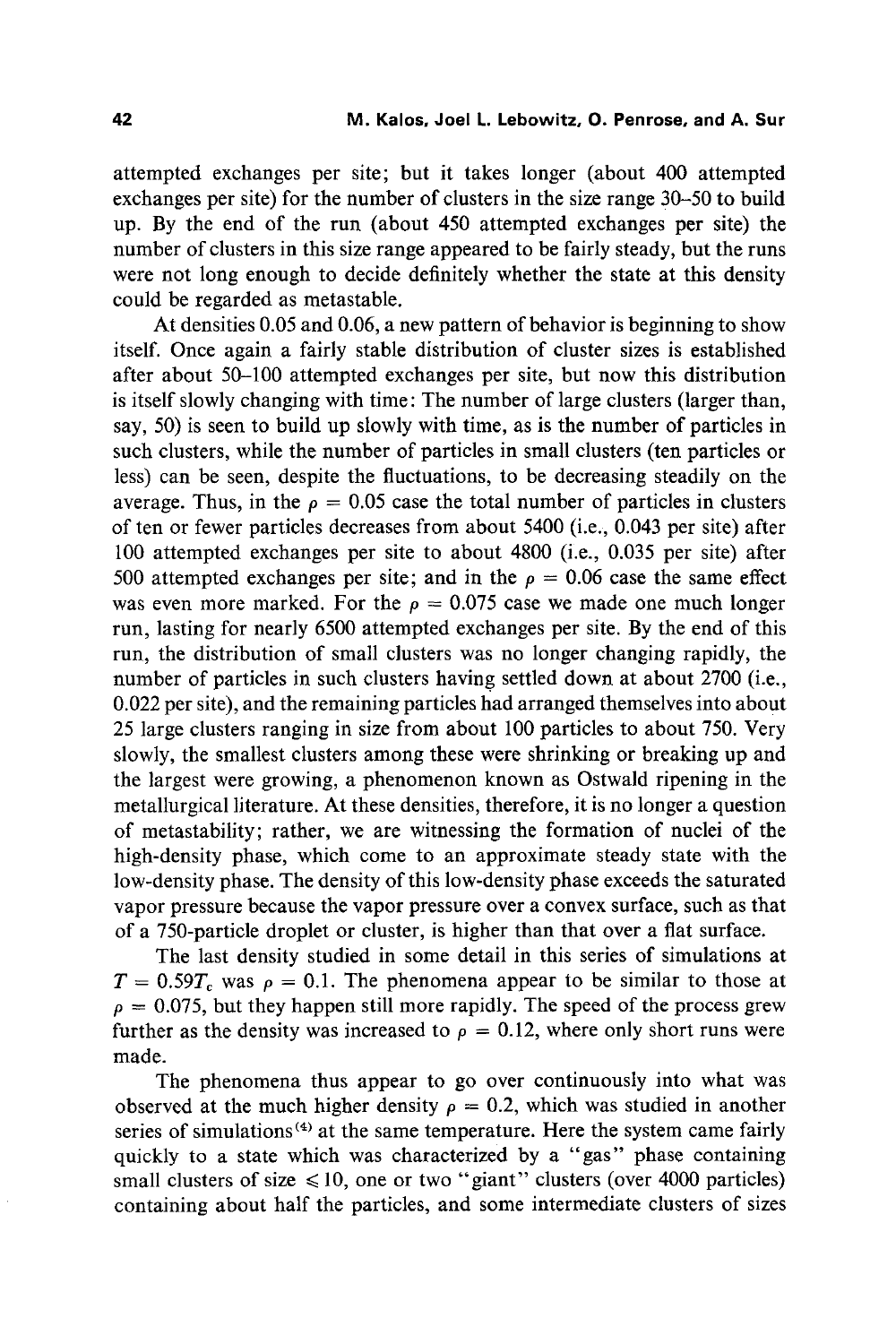attempted exchanges per site; but it takes longer (about 400 attempted exchanges per site) for the number of clusters in the size range 30–50 to build up. By the end of the run (about 450 attempted exchanges per site) the number of clusters in this size range appeared to be fairly steady, but the runs were not long enough to decide definitely whether the state at this density could be regarded as metastable.

At densities 0.05 and 0.06, a new pattern of behavior is beginning to show itself. Once again a fairly stable distribution of cluster sizes is established after about 50–100 attempted exchanges per site, but now this distribution is itself slowly changing with time: The number of large clusters (larger than, say, 50) is seen to build up slowly with time, as is the number of particles in such clusters, while the number of particles in small clusters (ten particles or less) can be seen, despite the fluctuations, to be decreasing steadily on the average. Thus, in the $\rho = 0.05$ case the total number of particles in clusters of ten or fewer particles decreases from about 5400 (i.e., 0.043 per site) after 100 attempted exchanges per site to about 4800 (i.e., 0.035 per site) after 500 attempted exchanges per site; and in the $\rho = 0.06$ case the same effect was even more marked. For the $\rho = 0.075$ case we made one much longer run, lasting for nearly 6500 attempted exchanges per site. By the end of this run, the distribution of small clusters was no longer changing rapidly, the number of particles in such clusters having settled down at about 2700 (i.e., 0.022 per site), and the remaining particles had arranged themselves into about 25 large clusters ranging in size from about 100 particles to about 750. Very slowly, the smallest clusters among these were shrinking or breaking up and the largest were growing, a phenomenon known as Ostwald ripening in the metallurgical literature. At these densities, therefore, it is no longer a question of metastability; rather, we are witnessing the formation of nuclei of the high-density phase, which come to an approximate steady state with the low-density phase. The density of this low-density phase exceeds the saturated vapor pressure because the vapor pressure over a convex surface, such as that of a 750-particle droplet or cluster, is higher than that over a flat surface.

The last density studied in some detail in this series of simulations at $T = 0.59T_c$ was $\rho = 0.1$. The phenomena appear to be similar to those at $\rho = 0.075$, but they happen still more rapidly. The speed of the process grew further as the density was increased to $\rho = 0.12$, where only short runs were made.

The phenomena thus appear to go over continuously into what was observed at the much higher density $\rho = 0.2$, which was studied in another series of simulations[4] at the same temperature. Here the system came fairly quickly to a state which was characterized by a "gas" phase containing small clusters of size $\leqslant 10$, one or two "giant" clusters (over 4000 particles) containing about half the particles, and some intermediate clusters of sizes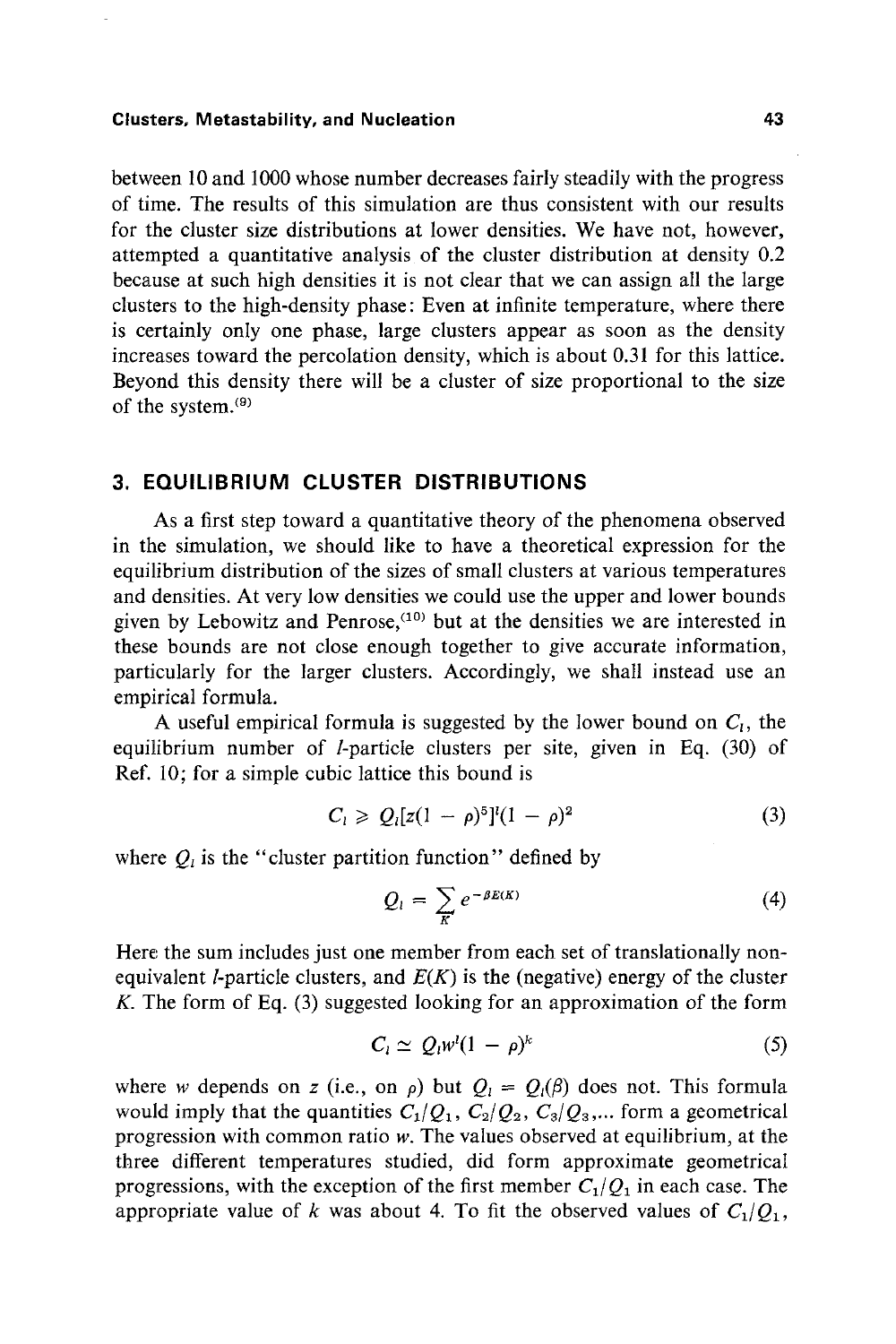between 10 and 1000 whose number decreases fairly steadily with the progress of time. The results of this simulation are thus consistent with our results for the cluster size distributions at lower densities. We have not, however, attempted a quantitative analysis of the cluster distribution at density 0.2 because at such high densities it is not clear that we can assign all the large clusters to the high-density phase: Even at infinite temperature, where there is certainly only one phase, large clusters appear as soon as the density increases toward the percolation density, which is about 0.31 for this lattice. Beyond this density there will be a cluster of size proportional to the size of the system.[9]

## 3. EQUILIBRIUM CLUSTER DISTRIBUTIONS

As a first step toward a quantitative theory of the phenomena observed in the simulation, we should like to have a theoretical expression for the equilibrium distribution of the sizes of small clusters at various temperatures and densities. At very low densities we could use the upper and lower bounds given by Lebowitz and Penrose,[10] but at the densities we are interested in these bounds are not close enough together to give accurate information, particularly for the larger clusters. Accordingly, we shall instead use an empirical formula.

A useful empirical formula is suggested by the lower bound on $C_l$, the equilibrium number of $l$-particle clusters per site, given in Eq. (30) of Ref. 10; for a simple cubic lattice this bound is

$$C_l \geqslant Q_l[z(1 - \rho)^5]^l(1 - \rho)^2 \tag{3}$$

where $Q_l$ is the "cluster partition function" defined by

$$Q_l = \sum_K e^{-\beta E(K)} \tag{4}$$

Here the sum includes just one member from each set of translationally non-equivalent $l$-particle clusters, and $E(K)$ is the (negative) energy of the cluster $K$. The form of Eq. (3) suggested looking for an approximation of the form

$$C_l \simeq Q_l w^l(1 - \rho)^k \tag{5}$$

where $w$ depends on $z$ (i.e., on $\rho$) but $Q_l = Q_l(\beta)$ does not. This formula would imply that the quantities $C_1/Q_1$, $C_2/Q_2$, $C_3/Q_3$,... form a geometrical progression with common ratio $w$. The values observed at equilibrium, at the three different temperatures studied, did form approximate geometrical progressions, with the exception of the first member $C_1/Q_1$ in each case. The appropriate value of $k$ was about 4. To fit the observed values of $C_1/Q_1$,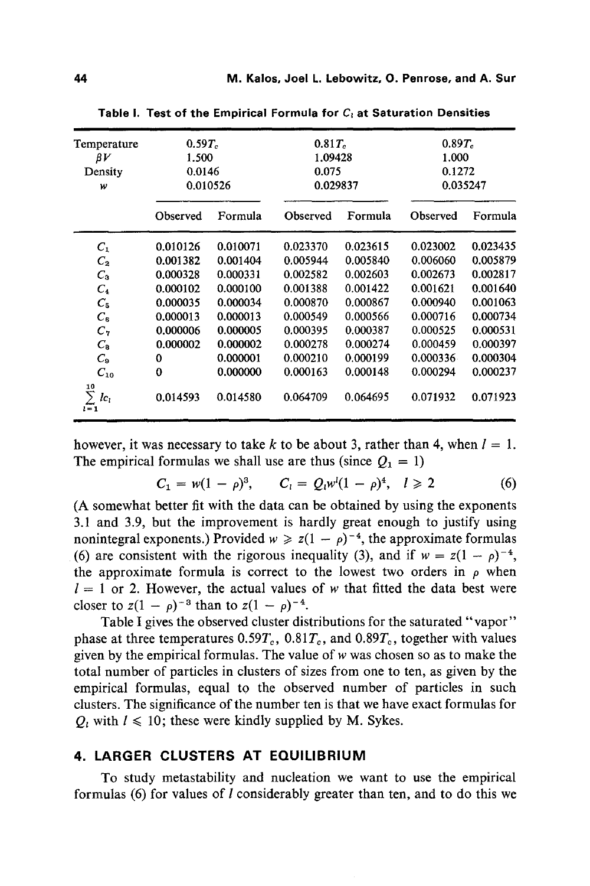**Table I. Test of the Empirical Formula for $C_l$ at Saturation Densities**

| Temperature | $0.59T_c$ | | $0.81T_c$ | | $0.89T_c$ | |
|---|---|---|---|---|---|---|
| $\beta V$ | 1.500 | | 1.09428 | | 1.000 | |
| Density | 0.0146 | | 0.075 | | 0.1272 | |
| $w$ | 0.010526 | | 0.029837 | | 0.035247 | |
| | Observed | Formula | Observed | Formula | Observed | Formula |
| $C_1$ | 0.010126 | 0.010071 | 0.023370 | 0.023615 | 0.023002 | 0.023435 |
| $C_2$ | 0.001382 | 0.001404 | 0.005944 | 0.005840 | 0.006060 | 0.005879 |
| $C_3$ | 0.000328 | 0.000331 | 0.002582 | 0.002603 | 0.002673 | 0.002817 |
| $C_4$ | 0.000102 | 0.000100 | 0.001388 | 0.001422 | 0.001621 | 0.001640 |
| $C_5$ | 0.000035 | 0.000034 | 0.000870 | 0.000867 | 0.000940 | 0.001063 |
| $C_6$ | 0.000013 | 0.000013 | 0.000549 | 0.000566 | 0.000716 | 0.000734 |
| $C_7$ | 0.000006 | 0.000005 | 0.000395 | 0.000387 | 0.000525 | 0.000531 |
| $C_8$ | 0.000002 | 0.000002 | 0.000278 | 0.000274 | 0.000459 | 0.000397 |
| $C_9$ | 0 | 0.000001 | 0.000210 | 0.000199 | 0.000336 | 0.000304 |
| $C_{10}$ | 0 | 0.000000 | 0.000163 | 0.000148 | 0.000294 | 0.000237 |
| $\sum_{l=1}^{10} lc_l$ | 0.014593 | 0.014580 | 0.064709 | 0.064695 | 0.071932 | 0.071923 |

however, it was necessary to take $k$ to be about 3, rather than 4, when $l = 1$. The empirical formulas we shall use are thus (since $Q_1 = 1$)

$$C_1 = w(1 - \rho)^3, \qquad C_l = Q_l w^l (1 - \rho)^4, \quad l \geqslant 2 \tag{6}$$

(A somewhat better fit with the data can be obtained by using the exponents 3.1 and 3.9, but the improvement is hardly great enough to justify using nonintegral exponents.) Provided $w \geqslant z(1 - \rho)^{-4}$, the approximate formulas (6) are consistent with the rigorous inequality (3), and if $w = z(1 - \rho)^{-4}$, the approximate formula is correct to the lowest two orders in $\rho$ when $l = 1$ or 2. However, the actual values of $w$ that fitted the data best were closer to $z(1 - \rho)^{-3}$ than to $z(1 - \rho)^{-4}$.

Table I gives the observed cluster distributions for the saturated "vapor" phase at three temperatures $0.59T_c$, $0.81T_c$, and $0.89T_c$, together with values given by the empirical formulas. The value of $w$ was chosen so as to make the total number of particles in clusters of sizes from one to ten, as given by the empirical formulas, equal to the observed number of particles in such clusters. The significance of the number ten is that we have exact formulas for $Q_l$ with $l \leqslant 10$; these were kindly supplied by M. Sykes.

## 4. LARGER CLUSTERS AT EQUILIBRIUM

To study metastability and nucleation we want to use the empirical formulas (6) for values of $l$ considerably greater than ten, and to do this we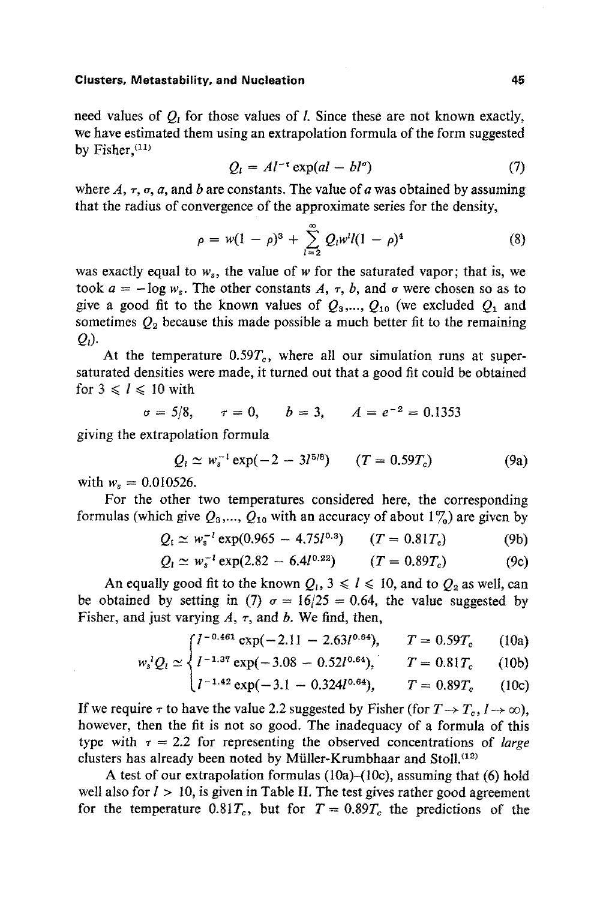need values of $Q_l$ for those values of $l$. Since these are not known exactly, we have estimated them using an extrapolation formula of the form suggested by Fisher,[11]

$$Q_l = Al^{-\tau} \exp(al - bl^{\sigma}) \tag{7}$$

where $A$, $\tau$, $\sigma$, $a$, and $b$ are constants. The value of $a$ was obtained by assuming that the radius of convergence of the approximate series for the density,

$$\rho = w(1 - \rho)^3 + \sum_{l=2}^{\infty} Q_l w^l l(1 - \rho)^4 \tag{8}$$

was exactly equal to $w_s$, the value of $w$ for the saturated vapor; that is, we took $a = -\log w_s$. The other constants $A$, $\tau$, $b$, and $\sigma$ were chosen so as to give a good fit to the known values of $Q_3, ..., Q_{10}$ (we excluded $Q_1$ and sometimes $Q_2$ because this made possible a much better fit to the remaining $Q_l$).

At the temperature $0.59T_c$, where all our simulation runs at supersaturated densities were made, it turned out that a good fit could be obtained for $3 \leqslant l \leqslant 10$ with

$$\sigma = 5/8, \qquad \tau = 0, \qquad b = 3, \qquad A = e^{-2} = 0.1353$$

giving the extrapolation formula

$$Q_l \simeq w_s^{-l} \exp(-2 - 3l^{5/8}) \qquad (T = 0.59T_c) \tag{9a}$$

with $w_s = 0.010526$.

For the other two temperatures considered here, the corresponding formulas (which give $Q_3, ..., Q_{10}$ with an accuracy of about 1%) are given by

$$Q_l \simeq w_s^{-l} \exp(0.965 - 4.75l^{0.3}) \qquad (T = 0.81T_c) \tag{9b}$$

$$Q_l \simeq w_s^{-l} \exp(2.82 - 6.4l^{0.22}) \qquad (T = 0.89T_c) \tag{9c}$$

An equally good fit to the known $Q_l$, $3 \leqslant l \leqslant 10$, and to $Q_2$ as well, can be obtained by setting in (7) $\sigma = 16/25 = 0.64$, the value suggested by Fisher, and just varying $A$, $\tau$, and $b$. We find, then,

$$w_s^l Q_l \simeq \begin{cases} l^{-0.461} \exp(-2.11 - 2.63l^{0.64}), & T = 0.59T_c \quad \text{(10a)} \\ l^{-1.37} \exp(-3.08 - 0.52l^{0.64}), & T = 0.81T_c \quad \text{(10b)} \\ l^{-1.42} \exp(-3.1 - 0.324l^{0.64}), & T = 0.89T_c \quad \text{(10c)} \end{cases}$$

If we require $\tau$ to have the value 2.2 suggested by Fisher (for $T \to T_c$, $l \to \infty$), however, then the fit is not so good. The inadequacy of a formula of this type with $\tau = 2.2$ for representing the observed concentrations of *large* clusters has already been noted by Müller-Krumbhaar and Stoll.[12]

A test of our extrapolation formulas (10a)–(10c), assuming that (6) hold well also for $l > 10$, is given in Table II. The test gives rather good agreement for the temperature $0.81T_c$, but for $T = 0.89T_c$ the predictions of the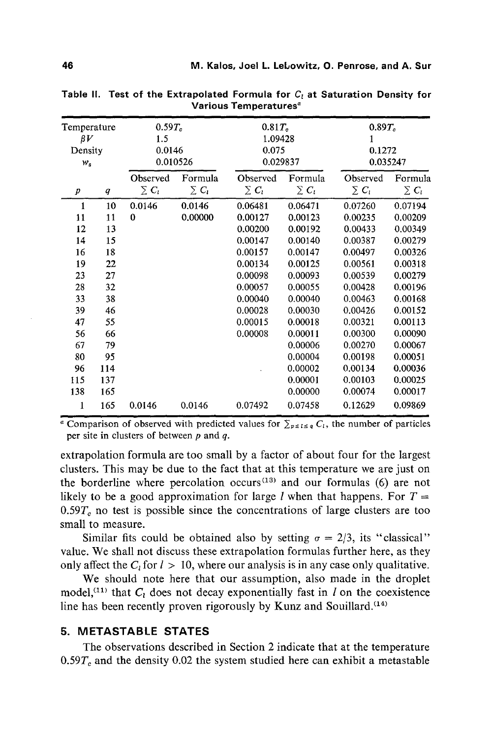**Table II. Test of the Extrapolated Formula for $C_l$ at Saturation Density for Various Temperatures[a]**

| Temperature | | $0.59T_c$ | | $0.81T_c$ | | $0.89T_c$ | |
|---|---|---|---|---|---|---|---|
| $\beta V$ | | 1.5 | | 1.09428 | | 1 | |
| Density | | 0.0146 | | 0.075 | | 0.1272 | |
| $w_s$ | | 0.010526 | | 0.029837 | | 0.035247 | |
| | | Observed | Formula | Observed | Formula | Observed | Formula |
| $p$ | $q$ | $\sum C_l$ | $\sum C_l$ | $\sum C_l$ | $\sum C_l$ | $\sum C_l$ | $\sum C_l$ |
| 1 | 10 | 0.0146 | 0.0146 | 0.06481 | 0.06471 | 0.07260 | 0.07194 |
| 11 | 11 | 0 | 0.00000 | 0.00127 | 0.00123 | 0.00235 | 0.00209 |
| 12 | 13 | | | 0.00200 | 0.00192 | 0.00433 | 0.00349 |
| 14 | 15 | | | 0.00147 | 0.00140 | 0.00387 | 0.00279 |
| 16 | 18 | | | 0.00157 | 0.00147 | 0.00497 | 0.00326 |
| 19 | 22 | | | 0.00134 | 0.00125 | 0.00561 | 0.00318 |
| 23 | 27 | | | 0.00098 | 0.00093 | 0.00539 | 0.00279 |
| 28 | 32 | | | 0.00057 | 0.00055 | 0.00428 | 0.00196 |
| 33 | 38 | | | 0.00040 | 0.00040 | 0.00463 | 0.00168 |
| 39 | 46 | | | 0.00028 | 0.00030 | 0.00426 | 0.00152 |
| 47 | 55 | | | 0.00015 | 0.00018 | 0.00321 | 0.00113 |
| 56 | 66 | | | 0.00008 | 0.00011 | 0.00300 | 0.00090 |
| 67 | 79 | | | | 0.00006 | 0.00270 | 0.00067 |
| 80 | 95 | | | | 0.00004 | 0.00198 | 0.00051 |
| 96 | 114 | | | | 0.00002 | 0.00134 | 0.00036 |
| 115 | 137 | | | | 0.00001 | 0.00103 | 0.00025 |
| 138 | 165 | | | | 0.00000 | 0.00074 | 0.00017 |
| 1 | 165 | 0.0146 | 0.0146 | 0.07492 | 0.07458 | 0.12629 | 0.09869 |

[a] Comparison of observed with predicted values for $\sum_{p \le l \le q} C_l$, the number of particles per site in clusters of between $p$ and $q$.

extrapolation formula are too small by a factor of about four for the largest clusters. This may be due to the fact that at this temperature we are just on the borderline where percolation occurs[13] and our formulas (6) are not likely to be a good approximation for large $l$ when that happens. For $T = 0.59T_c$ no test is possible since the concentrations of large clusters are too small to measure.

Similar fits could be obtained also by setting $\sigma = 2/3$, its "classical" value. We shall not discuss these extrapolation formulas further here, as they only affect the $C_l$ for $l > 10$, where our analysis is in any case only qualitative.

We should note here that our assumption, also made in the droplet model,[11] that $C_l$ does not decay exponentially fast in $l$ on the coexistence line has been recently proven rigorously by Kunz and Souillard.[14]

## 5. METASTABLE STATES

The observations described in Section 2 indicate that at the temperature $0.59T_c$ and the density 0.02 the system studied here can exhibit a metastable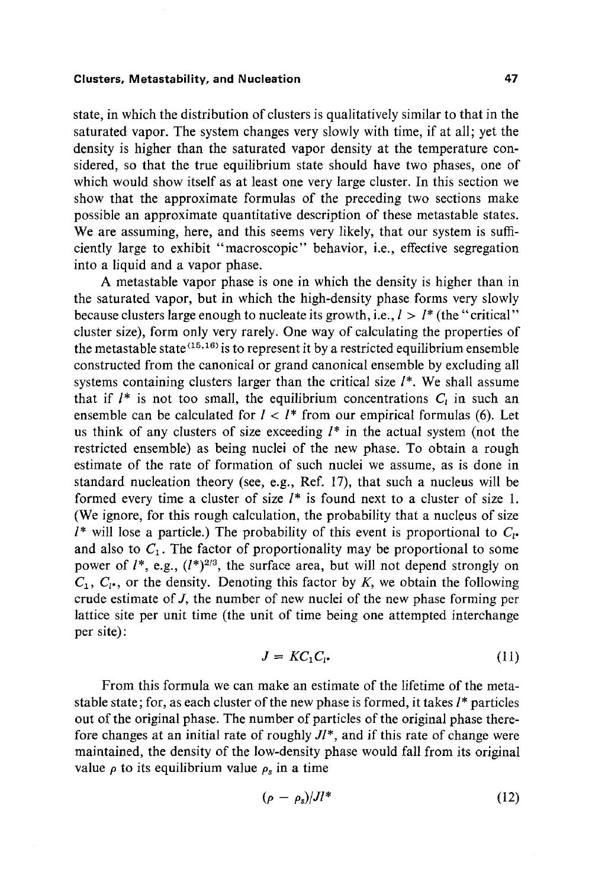state, in which the distribution of clusters is qualitatively similar to that in the saturated vapor. The system changes very slowly with time, if at all; yet the density is higher than the saturated vapor density at the temperature considered, so that the true equilibrium state should have two phases, one of which would show itself as at least one very large cluster. In this section we show that the approximate formulas of the preceding two sections make possible an approximate quantitative description of these metastable states. We are assuming, here, and this seems very likely, that our system is sufficiently large to exhibit "macroscopic" behavior, i.e., effective segregation into a liquid and a vapor phase.

A metastable vapor phase is one in which the density is higher than in the saturated vapor, but in which the high-density phase forms very slowly because clusters large enough to nucleate its growth, i.e., $l > l^*$ (the "critical" cluster size), form only very rarely. One way of calculating the properties of the metastable state[15,16] is to represent it by a restricted equilibrium ensemble constructed from the canonical or grand canonical ensemble by excluding all systems containing clusters larger than the critical size $l^*$. We shall assume that if $l^*$ is not too small, the equilibrium concentrations $C_l$ in such an ensemble can be calculated for $l < l^*$ from our empirical formulas (6). Let us think of any clusters of size exceeding $l^*$ in the actual system (not the restricted ensemble) as being nuclei of the new phase. To obtain a rough estimate of the rate of formation of such nuclei we assume, as is done in standard nucleation theory (see, e.g., Ref. 17), that such a nucleus will be formed every time a cluster of size $l^*$ is found next to a cluster of size 1. (We ignore, for this rough calculation, the probability that a nucleus of size $l^*$ will lose a particle.) The probability of this event is proportional to $C_{l^*}$ and also to $C_1$. The factor of proportionality may be proportional to some power of $l^*$, e.g., $(l^*)^{2/3}$, the surface area, but will not depend strongly on $C_1$, $C_{l^*}$, or the density. Denoting this factor by $K$, we obtain the following crude estimate of $J$, the number of new nuclei of the new phase forming per lattice site per unit time (the unit of time being one attempted interchange per site):

$$J = KC_1C_{l^*} \tag{11}$$

From this formula we can make an estimate of the lifetime of the metastable state; for, as each cluster of the new phase is formed, it takes $l^*$ particles out of the original phase. The number of particles of the original phase therefore changes at an initial rate of roughly $Jl^*$, and if this rate of change were maintained, the density of the low-density phase would fall from its original value $\rho$ to its equilibrium value $\rho_s$ in a time

$$(\rho - \rho_s)/Jl^* \tag{12}$$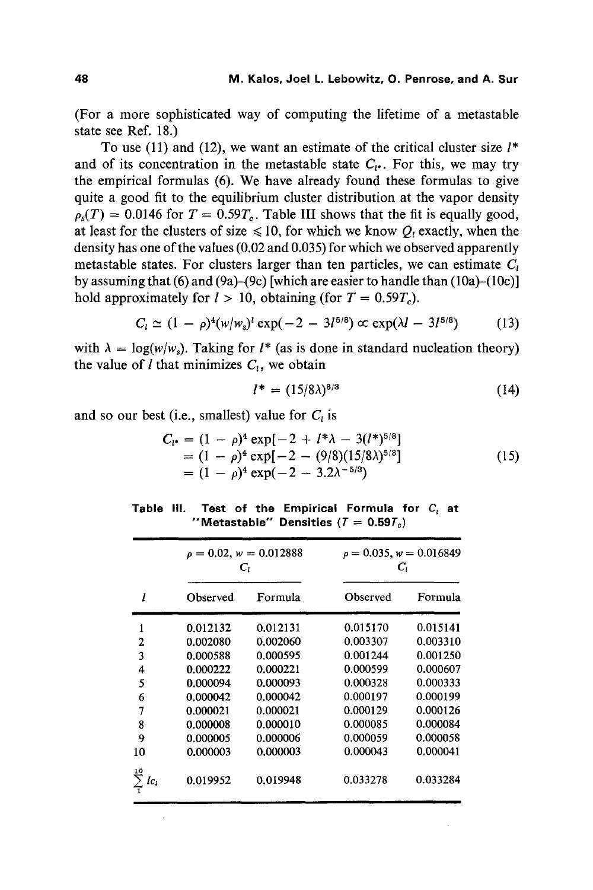(For a more sophisticated way of computing the lifetime of a metastable state see Ref. 18.)

To use (11) and (12), we want an estimate of the critical cluster size $l^*$ and of its concentration in the metastable state $C_{l^*}$. For this, we may try the empirical formulas (6). We have already found these formulas to give quite a good fit to the equilibrium cluster distribution at the vapor density $\rho_s(T) = 0.0146$ for $T = 0.59T_c$. Table III shows that the fit is equally good, at least for the clusters of size $\leqslant 10$, for which we know $Q_l$ exactly, when the density has one of the values (0.02 and 0.035) for which we observed apparently metastable states. For clusters larger than ten particles, we can estimate $C_l$ by assuming that (6) and (9a)–(9c) [which are easier to handle than (10a)–(10c)] hold approximately for $l > 10$, obtaining (for $T = 0.59T_c$).

$$C_l \simeq (1 - \rho)^4 (w/w_s)^l \exp(-2 - 3l^{5/8}) \propto \exp(\lambda l - 3l^{5/8}) \tag{13}$$

with $\lambda = \log(w/w_s)$. Taking for $l^*$ (as is done in standard nucleation theory) the value of $l$ that minimizes $C_l$, we obtain

$$l^* = (15/8\lambda)^{8/3} \tag{14}$$

and so our best (i.e., smallest) value for $C_l$ is

$$\begin{aligned} C_{l^*} &= (1 - \rho)^4 \exp[-2 + l^*\lambda - 3(l^*)^{5/8}] \\ &= (1 - \rho)^4 \exp[-2 - (9/8)(15/8\lambda)^{5/3}] \\ &= (1 - \rho)^4 \exp(-2 - 3.2\lambda^{-5/3}) \end{aligned} \tag{15}$$

**Table III. Test of the Empirical Formula for $C_l$ at "Metastable" Densities ($T = 0.59T_c$)**

| | $\rho = 0.02$, $w = 0.012888$ $C_l$ | | $\rho = 0.035$, $w = 0.016849$ $C_l$ | |
|---|---|---|---|---|
| $l$ | Observed | Formula | Observed | Formula |
| 1 | 0.012132 | 0.012131 | 0.015170 | 0.015141 |
| 2 | 0.002080 | 0.002060 | 0.003307 | 0.003310 |
| 3 | 0.000588 | 0.000595 | 0.001244 | 0.001250 |
| 4 | 0.000222 | 0.000221 | 0.000599 | 0.000607 |
| 5 | 0.000094 | 0.000093 | 0.000328 | 0.000333 |
| 6 | 0.000042 | 0.000042 | 0.000197 | 0.000199 |
| 7 | 0.000021 | 0.000021 | 0.000129 | 0.000126 |
| 8 | 0.000008 | 0.000010 | 0.000085 | 0.000084 |
| 9 | 0.000005 | 0.000006 | 0.000059 | 0.000058 |
| 10 | 0.000003 | 0.000003 | 0.000043 | 0.000041 |
| $\sum_{1}^{10} lc_l$ | 0.019952 | 0.019948 | 0.033278 | 0.033284 |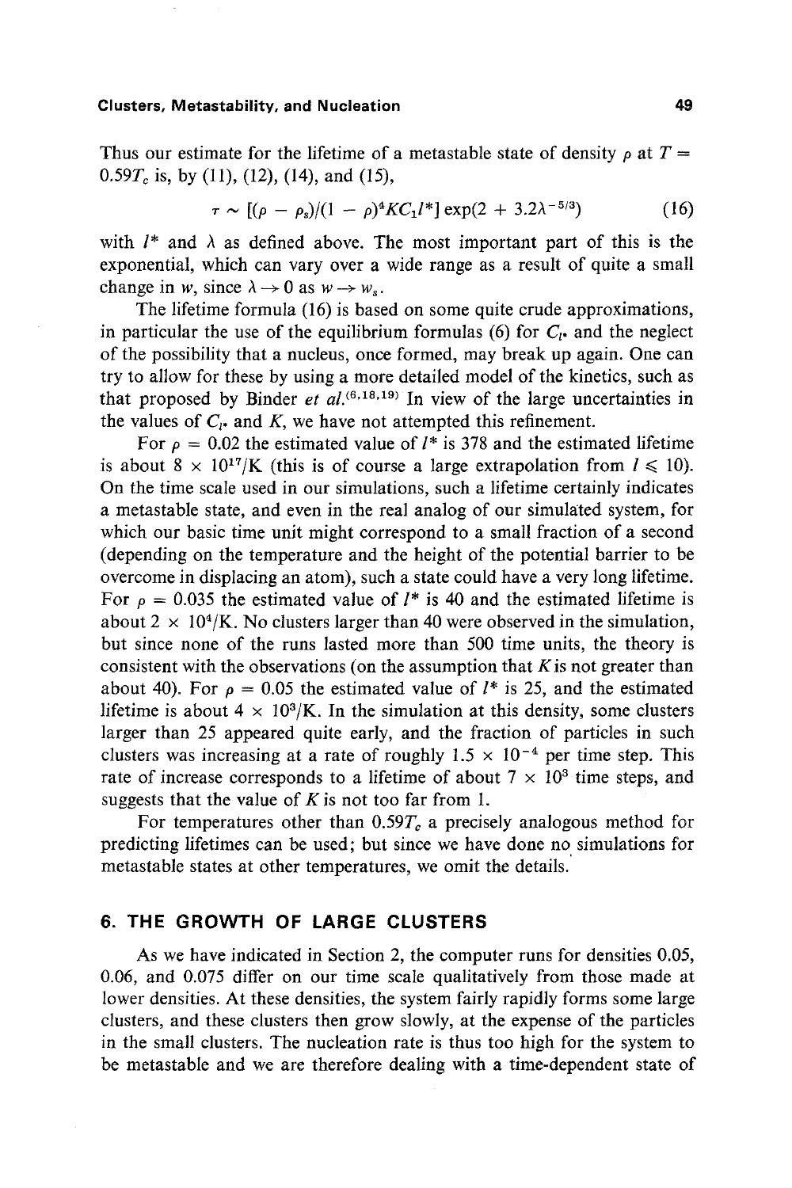Thus our estimate for the lifetime of a metastable state of density $\rho$ at $T = 0.59T_c$ is, by (11), (12), (14), and (15),

$$\tau \sim [(\rho - \rho_s)/(1 - \rho)^4 K C_1 l^*] \exp(2 + 3.2\lambda^{-5/3}) \tag{16}$$

with $l^*$ and $\lambda$ as defined above. The most important part of this is the exponential, which can vary over a wide range as a result of quite a small change in $w$, since $\lambda \to 0$ as $w \to w_s$.

The lifetime formula (16) is based on some quite crude approximations, in particular the use of the equilibrium formulas (6) for $C_{l^*}$ and the neglect of the possibility that a nucleus, once formed, may break up again. One can try to allow for these by using a more detailed model of the kinetics, such as that proposed by Binder *et al.*[6,18,19] In view of the large uncertainties in the values of $C_{l^*}$ and $K$, we have not attempted this refinement.

For $\rho = 0.02$ the estimated value of $l^*$ is 378 and the estimated lifetime is about $8 \times 10^{17}/K$ (this is of course a large extrapolation from $l \leqslant 10$). On the time scale used in our simulations, such a lifetime certainly indicates a metastable state, and even in the real analog of our simulated system, for which our basic time unit might correspond to a small fraction of a second (depending on the temperature and the height of the potential barrier to be overcome in displacing an atom), such a state could have a very long lifetime. For $\rho = 0.035$ the estimated value of $l^*$ is 40 and the estimated lifetime is about $2 \times 10^4/K$. No clusters larger than 40 were observed in the simulation, but since none of the runs lasted more than 500 time units, the theory is consistent with the observations (on the assumption that $K$ is not greater than about 40). For $\rho = 0.05$ the estimated value of $l^*$ is 25, and the estimated lifetime is about $4 \times 10^3/K$. In the simulation at this density, some clusters larger than 25 appeared quite early, and the fraction of particles in such clusters was increasing at a rate of roughly $1.5 \times 10^{-4}$ per time step. This rate of increase corresponds to a lifetime of about $7 \times 10^3$ time steps, and suggests that the value of $K$ is not too far from 1.

For temperatures other than $0.59T_c$ a precisely analogous method for predicting lifetimes can be used; but since we have done no simulations for metastable states at other temperatures, we omit the details.

## 6. THE GROWTH OF LARGE CLUSTERS

As we have indicated in Section 2, the computer runs for densities 0.05, 0.06, and 0.075 differ on our time scale qualitatively from those made at lower densities. At these densities, the system fairly rapidly forms some large clusters, and these clusters then grow slowly, at the expense of the particles in the small clusters. The nucleation rate is thus too high for the system to be metastable and we are therefore dealing with a time-dependent state of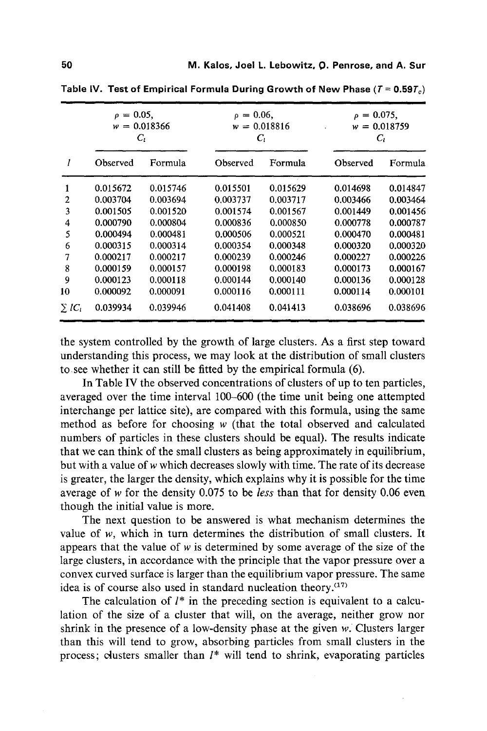**Table IV. Test of Empirical Formula During Growth of New Phase ($T = 0.597T_c$)**

| | $\rho = 0.05$, $w = 0.018366$ $C_l$ | | $\rho = 0.06$, $w = 0.018816$ $C_l$ | | $\rho = 0.075$, $w = 0.018759$ $C_l$ | |
|---|---|---|---|---|---|---|
| $l$ | Observed | Formula | Observed | Formula | Observed | Formula |
| 1 | 0.015672 | 0.015746 | 0.015501 | 0.015629 | 0.014698 | 0.014847 |
| 2 | 0.003704 | 0.003694 | 0.003737 | 0.003717 | 0.003466 | 0.003464 |
| 3 | 0.001505 | 0.001520 | 0.001574 | 0.001567 | 0.001449 | 0.001456 |
| 4 | 0.000790 | 0.000804 | 0.000836 | 0.000850 | 0.000778 | 0.000787 |
| 5 | 0.000494 | 0.000481 | 0.000506 | 0.000521 | 0.000470 | 0.000481 |
| 6 | 0.000315 | 0.000314 | 0.000354 | 0.000348 | 0.000320 | 0.000320 |
| 7 | 0.000217 | 0.000217 | 0.000239 | 0.000246 | 0.000227 | 0.000226 |
| 8 | 0.000159 | 0.000157 | 0.000198 | 0.000183 | 0.000173 | 0.000167 |
| 9 | 0.000123 | 0.000118 | 0.000144 | 0.000140 | 0.000136 | 0.000128 |
| 10 | 0.000092 | 0.000091 | 0.000116 | 0.000111 | 0.000114 | 0.000101 |
| $\sum lC_l$ | 0.039934 | 0.039946 | 0.041408 | 0.041413 | 0.038696 | 0.038696 |

the system controlled by the growth of large clusters. As a first step toward understanding this process, we may look at the distribution of small clusters to see whether it can still be fitted by the empirical formula (6).

In Table IV the observed concentrations of clusters of up to ten particles, averaged over the time interval 100–600 (the time unit being one attempted interchange per lattice site), are compared with this formula, using the same method as before for choosing $w$ (that the total observed and calculated numbers of particles in these clusters should be equal). The results indicate that we can think of the small clusters as being approximately in equilibrium, but with a value of $w$ which decreases slowly with time. The rate of its decrease is greater, the larger the density, which explains why it is possible for the time average of $w$ for the density 0.075 to be *less* than that for density 0.06 even though the initial value is more.

The next question to be answered is what mechanism determines the value of $w$, which in turn determines the distribution of small clusters. It appears that the value of $w$ is determined by some average of the size of the large clusters, in accordance with the principle that the vapor pressure over a convex curved surface is larger than the equilibrium vapor pressure. The same idea is of course also used in standard nucleation theory.[17]

The calculation of $l^*$ in the preceding section is equivalent to a calculation of the size of a cluster that will, on the average, neither grow nor shrink in the presence of a low-density phase at the given $w$. Clusters larger than this will tend to grow, absorbing particles from small clusters in the process; clusters smaller than $l^*$ will tend to shrink, evaporating particles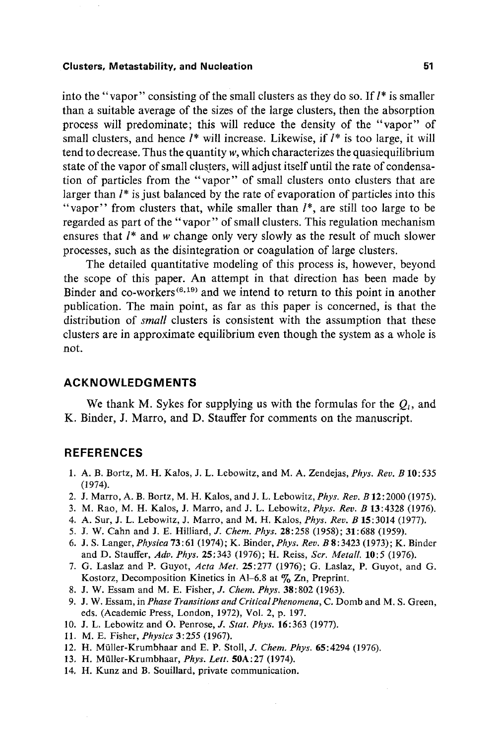into the "vapor" consisting of the small clusters as they do so. If $l^*$ is smaller than a suitable average of the sizes of the large clusters, then the absorption process will predominate; this will reduce the density of the "vapor" of small clusters, and hence $l^*$ will increase. Likewise, if $l^*$ is too large, it will tend to decrease. Thus the quantity $w$, which characterizes the quasiequilibrium state of the vapor of small clusters, will adjust itself until the rate of condensation of particles from the "vapor" of small clusters onto clusters that are larger than $l^*$ is just balanced by the rate of evaporation of particles into this "vapor" from clusters that, while smaller than $l^*$, are still too large to be regarded as part of the "vapor" of small clusters. This regulation mechanism ensures that $l^*$ and $w$ change only very slowly as the result of much slower processes, such as the disintegration or coagulation of large clusters.

The detailed quantitative modeling of this process is, however, beyond the scope of this paper. An attempt in that direction has been made by Binder and co-workers[6,19] and we intend to return to this point in another publication. The main point, as far as this paper is concerned, is that the distribution of *small* clusters is consistent with the assumption that these clusters are in approximate equilibrium even though the system as a whole is not.

## ACKNOWLEDGMENTS

We thank M. Sykes for supplying us with the formulas for the $Q_l$, and K. Binder, J. Marro, and D. Stauffer for comments on the manuscript.

## REFERENCES

1. A. B. Bortz, M. H. Kalos, J. L. Lebowitz, and M. A. Zendejas, *Phys. Rev. B* **10**:535 (1974).
2. J. Marro, A. B. Bortz, M. H. Kalos, and J. L. Lebowitz, *Phys. Rev. B* **12**:2000 (1975).
3. M. Rao, M. H. Kalos, J. Marro, and J. L. Lebowitz, *Phys. Rev. B* **13**:4328 (1976).
4. A. Sur, J. L. Lebowitz, J. Marro, and M. H. Kalos, *Phys. Rev. B* **15**:3014 (1977).
5. J. W. Cahn and J. E. Hilliard, *J. Chem. Phys.* **28**:258 (1958); **31**:688 (1959).
6. J. S. Langer, *Physica* **73**:61 (1974); K. Binder, *Phys. Rev. B* **8**:3423 (1973); K. Binder and D. Stauffer, *Adv. Phys.* **25**:343 (1976); H. Reiss, *Scr. Metall.* **10**:5 (1976).
7. G. Laslaz and P. Guyot, *Acta Met.* **25**:277 (1976); G. Laslaz, P. Guyot, and G. Kostorz, Decomposition Kinetics in Al–6.8 at % Zn, Preprint.
8. J. W. Essam and M. E. Fisher, *J. Chem. Phys.* **38**:802 (1963).
9. J. W. Essam, in *Phase Transitions and Critical Phenomena*, C. Domb and M. S. Green, eds. (Academic Press, London, 1972), Vol. 2, p. 197.
10. J. L. Lebowitz and O. Penrose, *J. Stat. Phys.* **16**:363 (1977).
11. M. E. Fisher, *Physics* **3**:255 (1967).
12. H. Müller-Krumbhaar and E. P. Stoll, *J. Chem. Phys.* **65**:4294 (1976).
13. H. Müller-Krumbhaar, *Phys. Lett.* **50A**:27 (1974).
14. H. Kunz and B. Souillard, private communication.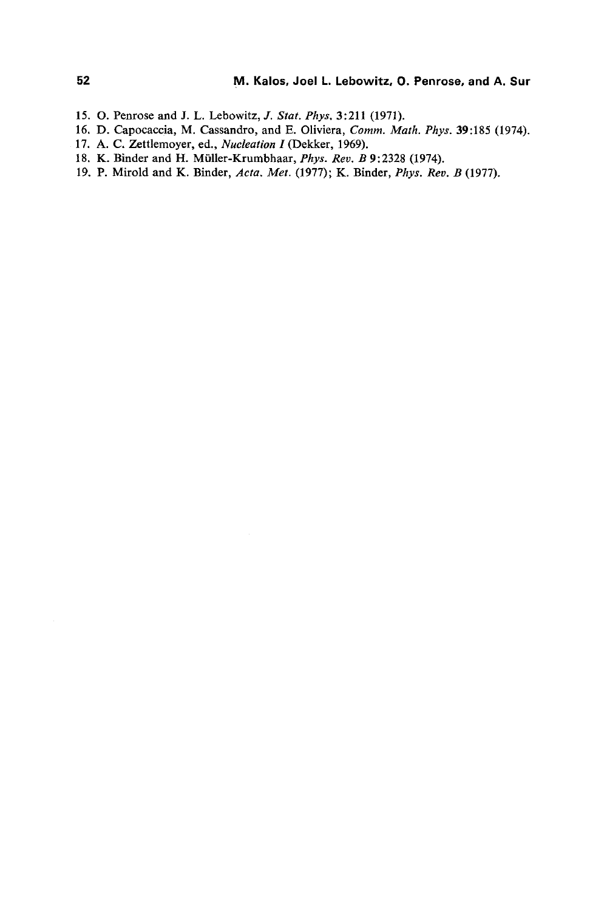15. O. Penrose and J. L. Lebowitz, *J. Stat. Phys.* **3**:211 (1971).
16. D. Capocaccia, M. Cassandro, and E. Oliviera, *Comm. Math. Phys.* **39**:185 (1974).
17. A. C. Zettlemoyer, ed., *Nucleation I* (Dekker, 1969).
18. K. Binder and H. Müller-Krumbhaar, *Phys. Rev. B* **9**:2328 (1974).
19. P. Mirold and K. Binder, *Acta. Met.* (1977); K. Binder, *Phys. Rev. B* (1977).